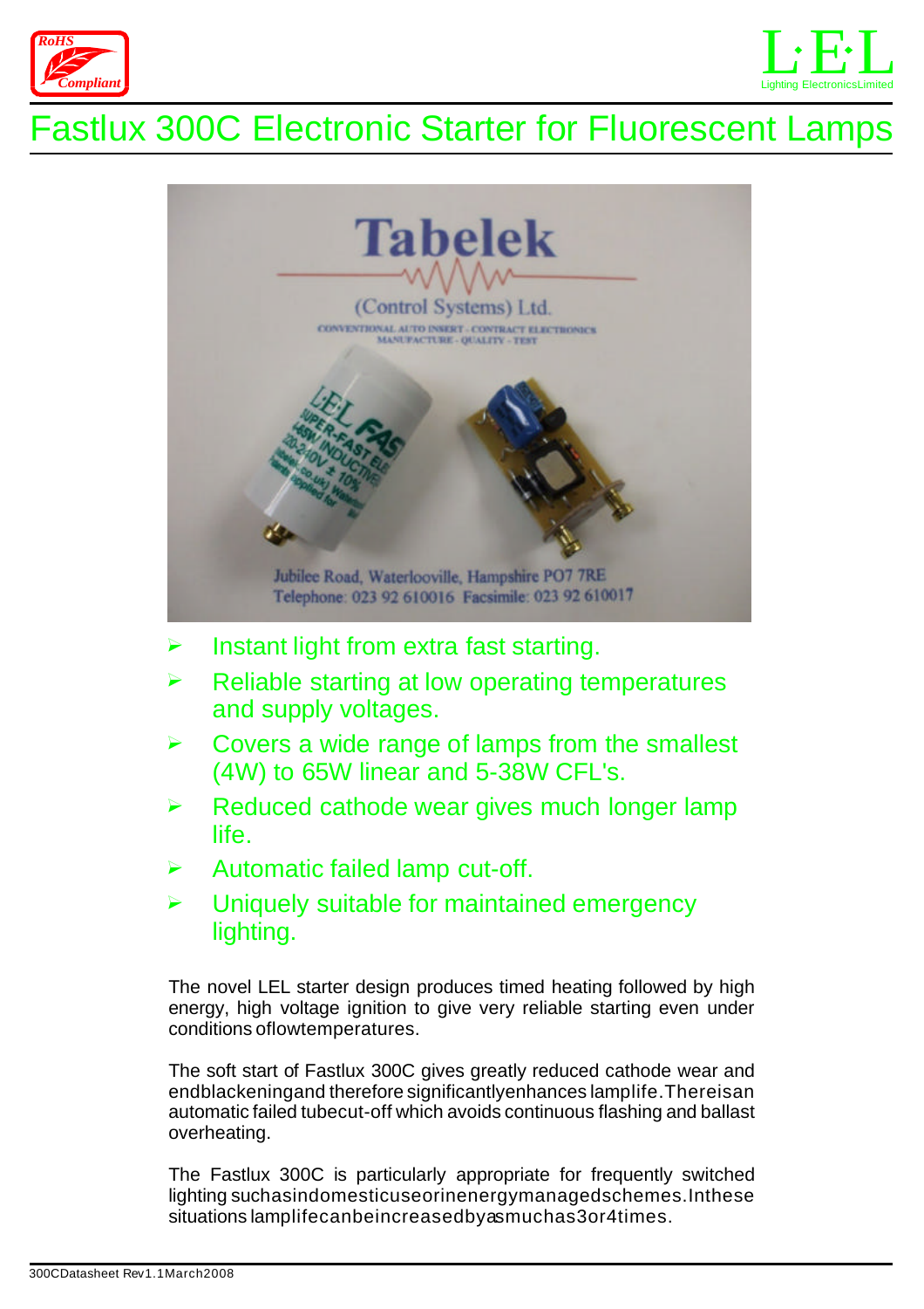# Fastlux 300C Electronic Starter for Fluorescent Lamps

- Instant light from extra fast starting.
- Reliable starting at low operating temperatures and supply voltages.
- Covers a wide range of lamps from the smallest (4W) to 65W linear and 5-38W CFL's.
- Reduced cathode wear gives much longer lamp life.
- Automatic failed lamp cut-off.
- Uniquely suitable for maintained emergency lighting.

The novel LEL starter design produces timed heating followed by high energy, high voltage ignition to give very reliable starting even under conditions of low temperatures.

The soft start of Fastlux 300C gives greatly reduced cathode wear and end blackening and therefore significantly enhances lamp life. There is an automatic failed tube cut-off which avoids continuous flashing and ballast overheating.

The Fastlux 300C is particularly appropriate for frequently switched lighting such as in domestic use or in energy managed schemes. In these situations lamp life can be increased by as much as 3 or 4 times.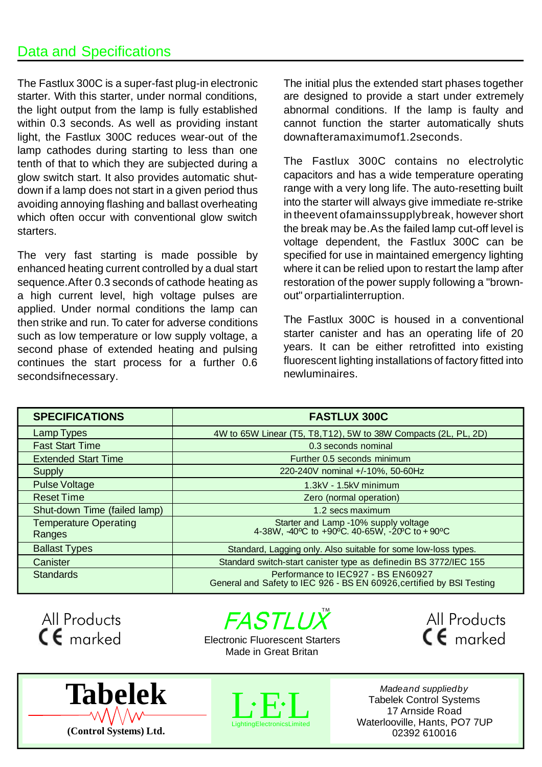## Data and Specifications

The Fastlux 300C is a super-fast plug-in electronic starter. With this starter, under normal conditions, the light output from the lamp is fully established within 0.3 seconds. As well as providing instant light, the Fastlux 300C reduces wear-out of the lamp cathodes during starting to less than one tenth of that to which they are subjected during a glow switch start. It also provides automatic shut-down if a lamp does not start in a given period thus avoiding annoying flashing and ballast overheating which often occur with conventional glow switch starters.

The very fast starting is made possible by enhanced heating current controlled by a dual start sequence. After 0.3 seconds of cathode heating as a high current level, high voltage pulses are applied. Under normal conditions the lamp can then strike and run. To cater for adverse conditions such as low temperature or low supply voltage, a second phase of extended heating and pulsing continues the start process for a further 0.6 seconds if necessary.

The initial plus the extended start phases together are designed to provide a start under extremely abnormal conditions. If the lamp is faulty and cannot function the starter automatically shuts down after a maximum of 1.2 seconds.

The Fastlux 300C contains no electrolytic capacitors and has a wide temperature operating range with a very long life. The auto-resetting built into the starter will always give immediate re-strike in the event of a mains supply break, however short the break may be. As the failed lamp cut-off level is voltage dependent, the Fastlux 300C can be specified for use in maintained emergency lighting where it can be relied upon to restart the lamp after restoration of the power supply following a "brown-out" or partial interruption.

The Fastlux 300C is housed in a conventional starter canister and has an operating life of 20 years. It can be either retrofitted into existing fluorescent lighting installations of factory fitted into new luminaires.

| SPECIFICATIONS | FASTLUX 300C |
|---|---|
| Lamp Types | 4W to 65W Linear (T5, T8, T12), 5W to 38W Compacts (2L, PL, 2D) |
| Fast Start Time | 0.3 seconds nominal |
| Extended Start Time | Further 0.5 seconds minimum |
| Supply | 220-240V nominal +/-10%, 50-60Hz |
| Pulse Voltage | 1.3kV - 1.5kV minimum |
| Reset Time | Zero (normal operation) |
| Shut-down Time (failed lamp) | 1.2 secs maximum |
| Temperature Operating Ranges | Starter and Lamp -10% supply voltage<br>4-38W, -40ºC to +90ºC. 40-65W, -20ºC to + 90ºC |
| Ballast Types | Standard, Lagging only. Also suitable for some low-loss types. |
| Canister | Standard switch-start canister type as defined in BS 3772/IEC 155 |
| Standards | Performance to IEC927 - BS EN60927<br>General and Safety to IEC 926 - BS EN 60926, certified by BSI Testing |

All Products CE marked

FASTLUX™
Electronic Fluorescent Starters
Made in Great Britan

All Products CE marked

Tabelek
(Control Systems) Ltd.

L·E·L
Lighting Electronics Limited

*Made and supplied by*
Tabelek Control Systems
17 Arnside Road
Waterlooville, Hants, PO7 7UP
02392 610016